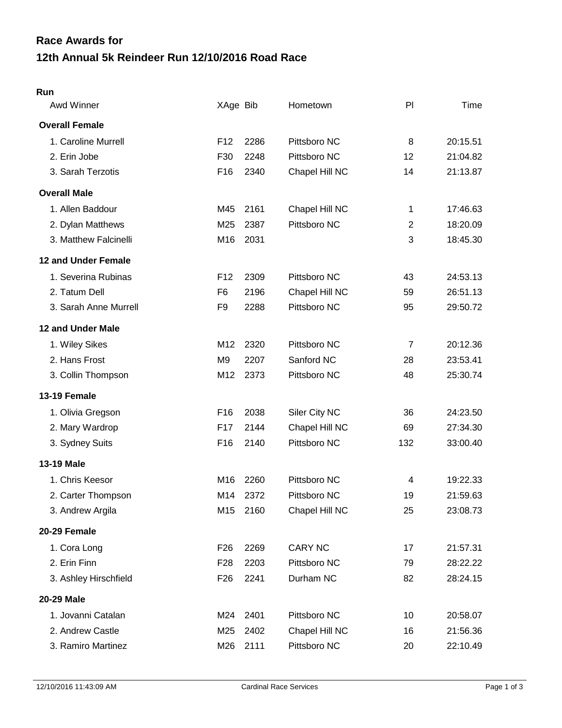# Race Awards for
# 12th Annual 5k Reindeer Run 12/10/2016 Road Race

## Run

| Awd Winner | XAge | Bib | Hometown | Pl | Time |
|---|---|---|---|---|---|
| **Overall Female** | | | | | |
| 1. Caroline Murrell | F12 | 2286 | Pittsboro NC | 8 | 20:15.51 |
| 2. Erin Jobe | F30 | 2248 | Pittsboro NC | 12 | 21:04.82 |
| 3. Sarah Terzotis | F16 | 2340 | Chapel Hill NC | 14 | 21:13.87 |
| **Overall Male** | | | | | |
| 1. Allen Baddour | M45 | 2161 | Chapel Hill NC | 1 | 17:46.63 |
| 2. Dylan Matthews | M25 | 2387 | Pittsboro NC | 2 | 18:20.09 |
| 3. Matthew Falcinelli | M16 | 2031 | | 3 | 18:45.30 |
| **12 and Under Female** | | | | | |
| 1. Severina Rubinas | F12 | 2309 | Pittsboro NC | 43 | 24:53.13 |
| 2. Tatum Dell | F6 | 2196 | Chapel Hill NC | 59 | 26:51.13 |
| 3. Sarah Anne Murrell | F9 | 2288 | Pittsboro NC | 95 | 29:50.72 |
| **12 and Under Male** | | | | | |
| 1. Wiley Sikes | M12 | 2320 | Pittsboro NC | 7 | 20:12.36 |
| 2. Hans Frost | M9 | 2207 | Sanford NC | 28 | 23:53.41 |
| 3. Collin Thompson | M12 | 2373 | Pittsboro NC | 48 | 25:30.74 |
| **13-19 Female** | | | | | |
| 1. Olivia Gregson | F16 | 2038 | Siler City NC | 36 | 24:23.50 |
| 2. Mary Wardrop | F17 | 2144 | Chapel Hill NC | 69 | 27:34.30 |
| 3. Sydney Suits | F16 | 2140 | Pittsboro NC | 132 | 33:00.40 |
| **13-19 Male** | | | | | |
| 1. Chris Keesor | M16 | 2260 | Pittsboro NC | 4 | 19:22.33 |
| 2. Carter Thompson | M14 | 2372 | Pittsboro NC | 19 | 21:59.63 |
| 3. Andrew Argila | M15 | 2160 | Chapel Hill NC | 25 | 23:08.73 |
| **20-29 Female** | | | | | |
| 1. Cora Long | F26 | 2269 | CARY NC | 17 | 21:57.31 |
| 2. Erin Finn | F28 | 2203 | Pittsboro NC | 79 | 28:22.22 |
| 3. Ashley Hirschfield | F26 | 2241 | Durham NC | 82 | 28:24.15 |
| **20-29 Male** | | | | | |
| 1. Jovanni Catalan | M24 | 2401 | Pittsboro NC | 10 | 20:58.07 |
| 2. Andrew Castle | M25 | 2402 | Chapel Hill NC | 16 | 21:56.36 |
| 3. Ramiro Martinez | M26 | 2111 | Pittsboro NC | 20 | 22:10.49 |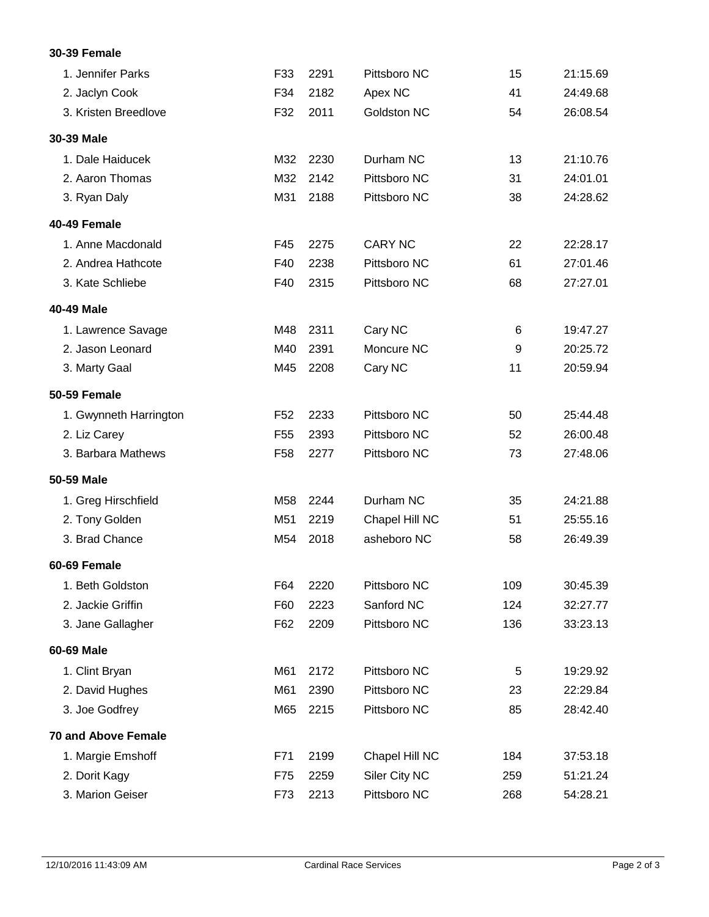**30-39 Female**

| | | | | | |
|---|---|---|---|---|---|
| 1. Jennifer Parks | F33 | 2291 | Pittsboro NC | 15 | 21:15.69 |
| 2. Jaclyn Cook | F34 | 2182 | Apex NC | 41 | 24:49.68 |
| 3. Kristen Breedlove | F32 | 2011 | Goldston NC | 54 | 26:08.54 |

**30-39 Male**

| | | | | | |
|---|---|---|---|---|---|
| 1. Dale Haiducek | M32 | 2230 | Durham NC | 13 | 21:10.76 |
| 2. Aaron Thomas | M32 | 2142 | Pittsboro NC | 31 | 24:01.01 |
| 3. Ryan Daly | M31 | 2188 | Pittsboro NC | 38 | 24:28.62 |

**40-49 Female**

| | | | | | |
|---|---|---|---|---|---|
| 1. Anne Macdonald | F45 | 2275 | CARY NC | 22 | 22:28.17 |
| 2. Andrea Hathcote | F40 | 2238 | Pittsboro NC | 61 | 27:01.46 |
| 3. Kate Schliebe | F40 | 2315 | Pittsboro NC | 68 | 27:27.01 |

**40-49 Male**

| | | | | | |
|---|---|---|---|---|---|
| 1. Lawrence Savage | M48 | 2311 | Cary NC | 6 | 19:47.27 |
| 2. Jason Leonard | M40 | 2391 | Moncure NC | 9 | 20:25.72 |
| 3. Marty Gaal | M45 | 2208 | Cary NC | 11 | 20:59.94 |

**50-59 Female**

| | | | | | |
|---|---|---|---|---|---|
| 1. Gwynneth Harrington | F52 | 2233 | Pittsboro NC | 50 | 25:44.48 |
| 2. Liz Carey | F55 | 2393 | Pittsboro NC | 52 | 26:00.48 |
| 3. Barbara Mathews | F58 | 2277 | Pittsboro NC | 73 | 27:48.06 |

**50-59 Male**

| | | | | | |
|---|---|---|---|---|---|
| 1. Greg Hirschfield | M58 | 2244 | Durham NC | 35 | 24:21.88 |
| 2. Tony Golden | M51 | 2219 | Chapel Hill NC | 51 | 25:55.16 |
| 3. Brad Chance | M54 | 2018 | asheboro NC | 58 | 26:49.39 |

**60-69 Female**

| | | | | | |
|---|---|---|---|---|---|
| 1. Beth Goldston | F64 | 2220 | Pittsboro NC | 109 | 30:45.39 |
| 2. Jackie Griffin | F60 | 2223 | Sanford NC | 124 | 32:27.77 |
| 3. Jane Gallagher | F62 | 2209 | Pittsboro NC | 136 | 33:23.13 |

**60-69 Male**

| | | | | | |
|---|---|---|---|---|---|
| 1. Clint Bryan | M61 | 2172 | Pittsboro NC | 5 | 19:29.92 |
| 2. David Hughes | M61 | 2390 | Pittsboro NC | 23 | 22:29.84 |
| 3. Joe Godfrey | M65 | 2215 | Pittsboro NC | 85 | 28:42.40 |

**70 and Above Female**

| | | | | | |
|---|---|---|---|---|---|
| 1. Margie Emshoff | F71 | 2199 | Chapel Hill NC | 184 | 37:53.18 |
| 2. Dorit Kagy | F75 | 2259 | Siler City NC | 259 | 51:21.24 |
| 3. Marion Geiser | F73 | 2213 | Pittsboro NC | 268 | 54:28.21 |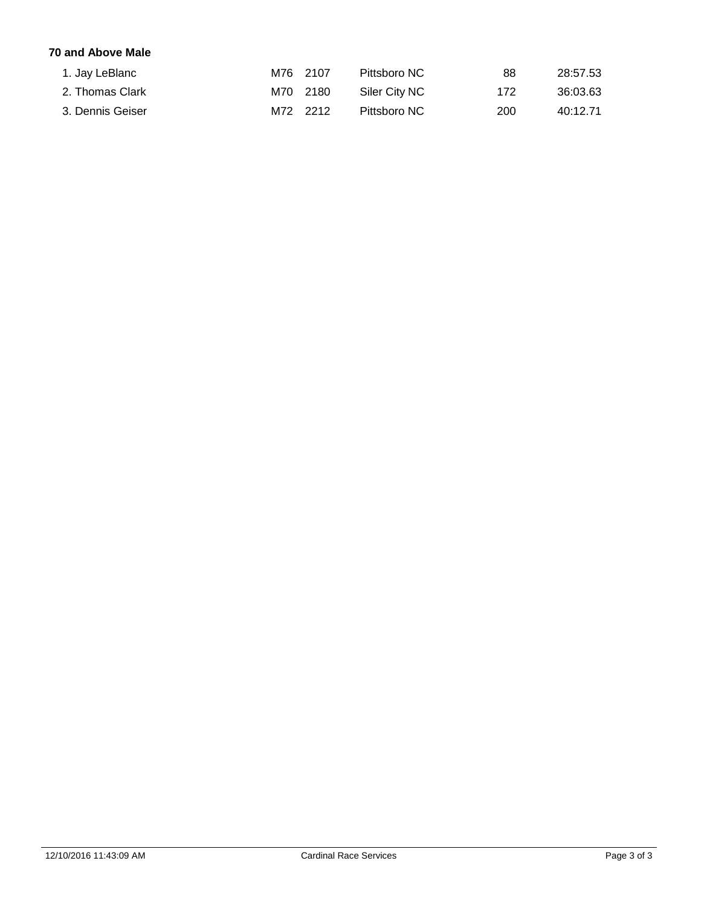**70 and Above Male**

| | | | | | |
|---|---|---|---|---|---|
| 1. Jay LeBlanc | M76 | 2107 | Pittsboro NC | 88 | 28:57.53 |
| 2. Thomas Clark | M70 | 2180 | Siler City NC | 172 | 36:03.63 |
| 3. Dennis Geiser | M72 | 2212 | Pittsboro NC | 200 | 40:12.71 |